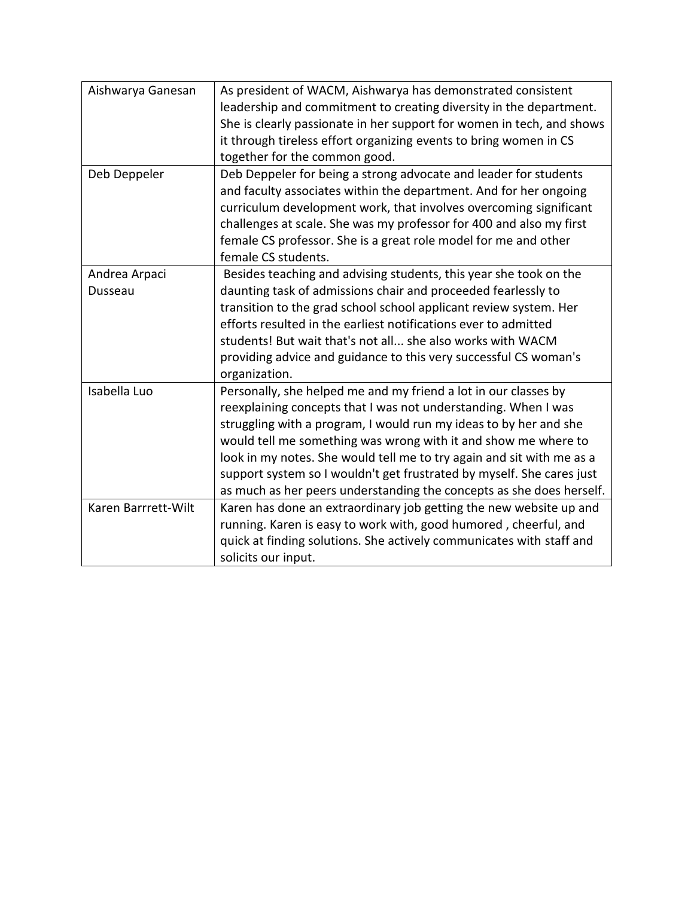| | |
|---|---|
| Aishwarya Ganesan | As president of WACM, Aishwarya has demonstrated consistent leadership and commitment to creating diversity in the department. She is clearly passionate in her support for women in tech, and shows it through tireless effort organizing events to bring women in CS together for the common good. |
| Deb Deppeler | Deb Deppeler for being a strong advocate and leader for students and faculty associates within the department. And for her ongoing curriculum development work, that involves overcoming significant challenges at scale. She was my professor for 400 and also my first female CS professor. She is a great role model for me and other female CS students. |
| Andrea Arpaci Dusseau | Besides teaching and advising students, this year she took on the daunting task of admissions chair and proceeded fearlessly to transition to the grad school school applicant review system. Her efforts resulted in the earliest notifications ever to admitted students! But wait that's not all... she also works with WACM providing advice and guidance to this very successful CS woman's organization. |
| Isabella Luo | Personally, she helped me and my friend a lot in our classes by reexplaining concepts that I was not understanding. When I was struggling with a program, I would run my ideas to by her and she would tell me something was wrong with it and show me where to look in my notes. She would tell me to try again and sit with me as a support system so I wouldn't get frustrated by myself. She cares just as much as her peers understanding the concepts as she does herself. |
| Karen Barrrett-Wilt | Karen has done an extraordinary job getting the new website up and running. Karen is easy to work with, good humored , cheerful, and quick at finding solutions. She actively communicates with staff and solicits our input. |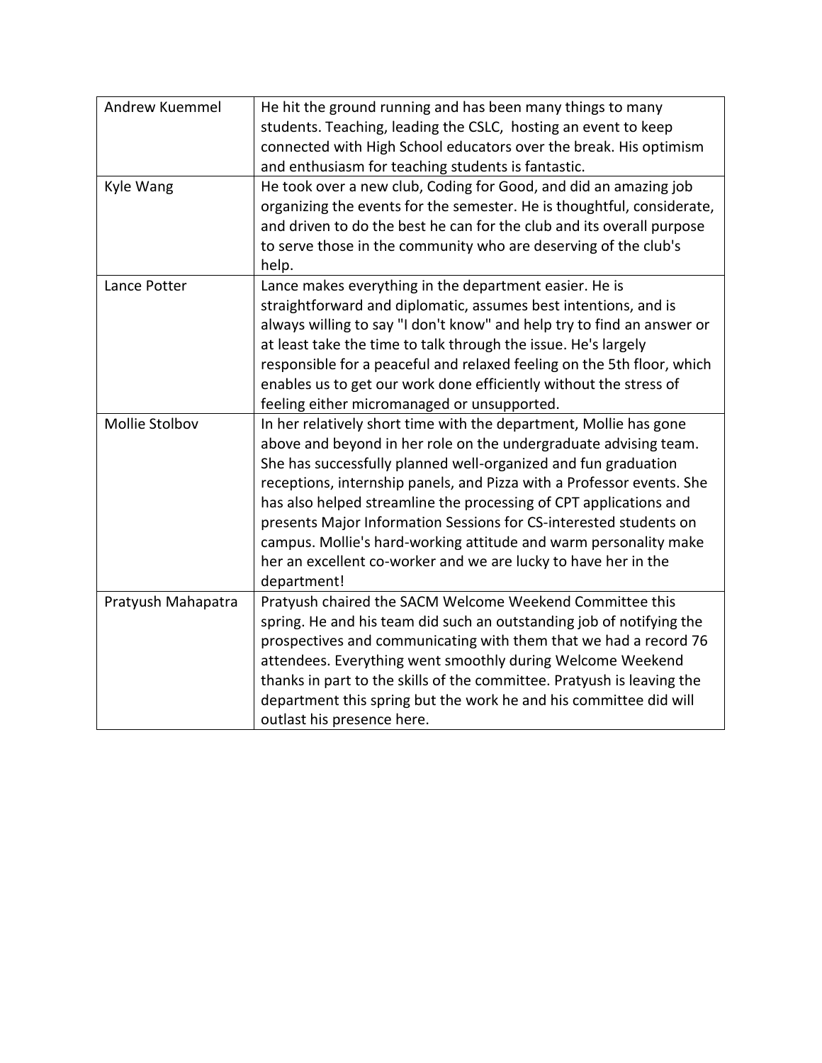| | |
|---|---|
| Andrew Kuemmel | He hit the ground running and has been many things to many students. Teaching, leading the CSLC,  hosting an event to keep connected with High School educators over the break. His optimism and enthusiasm for teaching students is fantastic. |
| Kyle Wang | He took over a new club, Coding for Good, and did an amazing job organizing the events for the semester. He is thoughtful, considerate, and driven to do the best he can for the club and its overall purpose to serve those in the community who are deserving of the club's help. |
| Lance Potter | Lance makes everything in the department easier. He is straightforward and diplomatic, assumes best intentions, and is always willing to say "I don't know" and help try to find an answer or at least take the time to talk through the issue. He's largely responsible for a peaceful and relaxed feeling on the 5th floor, which enables us to get our work done efficiently without the stress of feeling either micromanaged or unsupported. |
| Mollie Stolbov | In her relatively short time with the department, Mollie has gone above and beyond in her role on the undergraduate advising team. She has successfully planned well-organized and fun graduation receptions, internship panels, and Pizza with a Professor events. She has also helped streamline the processing of CPT applications and presents Major Information Sessions for CS-interested students on campus. Mollie's hard-working attitude and warm personality make her an excellent co-worker and we are lucky to have her in the department! |
| Pratyush Mahapatra | Pratyush chaired the SACM Welcome Weekend Committee this spring. He and his team did such an outstanding job of notifying the prospectives and communicating with them that we had a record 76 attendees. Everything went smoothly during Welcome Weekend thanks in part to the skills of the committee. Pratyush is leaving the department this spring but the work he and his committee did will outlast his presence here. |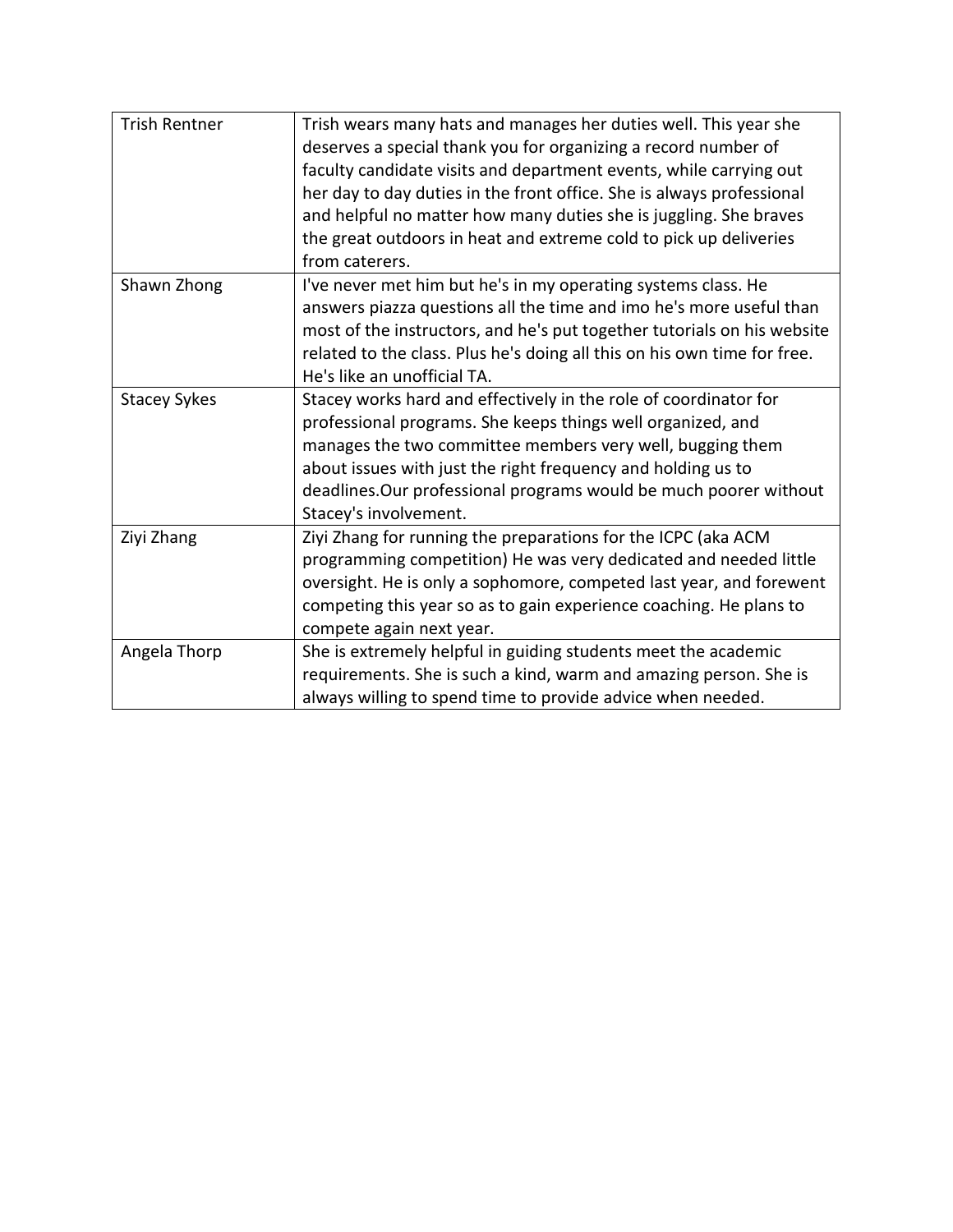| | |
|---|---|
| Trish Rentner | Trish wears many hats and manages her duties well. This year she deserves a special thank you for organizing a record number of faculty candidate visits and department events, while carrying out her day to day duties in the front office. She is always professional and helpful no matter how many duties she is juggling. She braves the great outdoors in heat and extreme cold to pick up deliveries from caterers. |
| Shawn Zhong | I've never met him but he's in my operating systems class. He answers piazza questions all the time and imo he's more useful than most of the instructors, and he's put together tutorials on his website related to the class. Plus he's doing all this on his own time for free. He's like an unofficial TA. |
| Stacey Sykes | Stacey works hard and effectively in the role of coordinator for professional programs. She keeps things well organized, and manages the two committee members very well, bugging them about issues with just the right frequency and holding us to deadlines.Our professional programs would be much poorer without Stacey's involvement. |
| Ziyi Zhang | Ziyi Zhang for running the preparations for the ICPC (aka ACM programming competition) He was very dedicated and needed little oversight. He is only a sophomore, competed last year, and forewent competing this year so as to gain experience coaching. He plans to compete again next year. |
| Angela Thorp | She is extremely helpful in guiding students meet the academic requirements. She is such a kind, warm and amazing person. She is always willing to spend time to provide advice when needed. |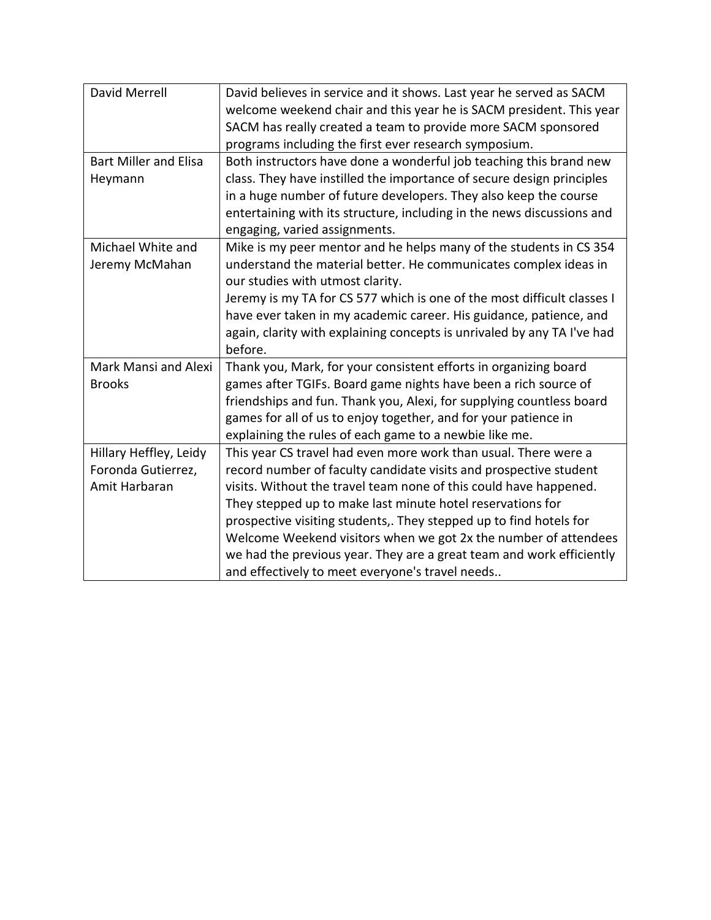| | |
|---|---|
| David Merrell | David believes in service and it shows. Last year he served as SACM welcome weekend chair and this year he is SACM president. This year SACM has really created a team to provide more SACM sponsored programs including the first ever research symposium. |
| Bart Miller and Elisa Heymann | Both instructors have done a wonderful job teaching this brand new class. They have instilled the importance of secure design principles in a huge number of future developers. They also keep the course entertaining with its structure, including in the news discussions and engaging, varied assignments. |
| Michael White and Jeremy McMahan | Mike is my peer mentor and he helps many of the students in CS 354 understand the material better. He communicates complex ideas in our studies with utmost clarity.<br>Jeremy is my TA for CS 577 which is one of the most difficult classes I have ever taken in my academic career. His guidance, patience, and again, clarity with explaining concepts is unrivaled by any TA I've had before. |
| Mark Mansi and Alexi Brooks | Thank you, Mark, for your consistent efforts in organizing board games after TGIFs. Board game nights have been a rich source of friendships and fun. Thank you, Alexi, for supplying countless board games for all of us to enjoy together, and for your patience in explaining the rules of each game to a newbie like me. |
| Hillary Heffley, Leidy Foronda Gutierrez, Amit Harbaran | This year CS travel had even more work than usual. There were a record number of faculty candidate visits and prospective student visits. Without the travel team none of this could have happened. They stepped up to make last minute hotel reservations for prospective visiting students,. They stepped up to find hotels for Welcome Weekend visitors when we got 2x the number of attendees we had the previous year. They are a great team and work efficiently and effectively to meet everyone's travel needs.. |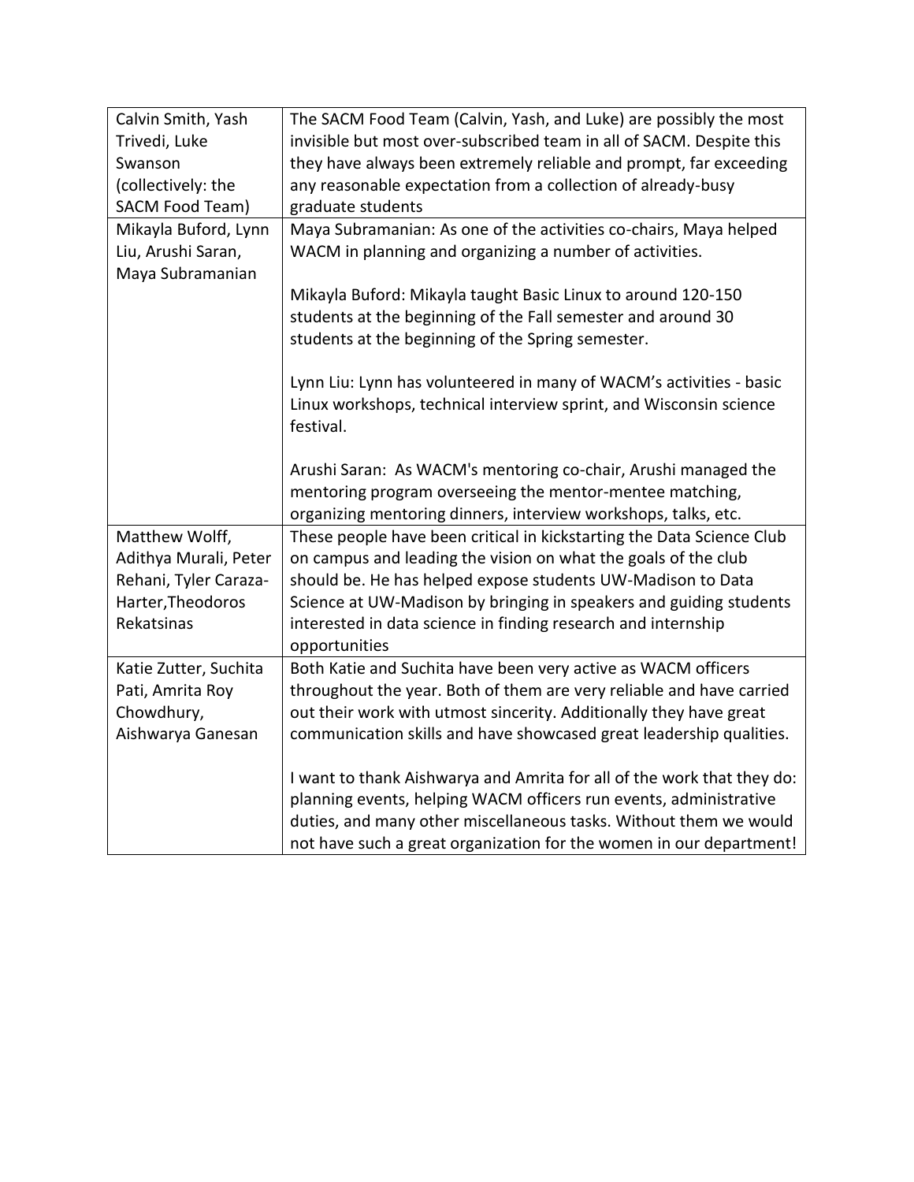| | |
|---|---|
| Calvin Smith, Yash Trivedi, Luke Swanson (collectively: the SACM Food Team) | The SACM Food Team (Calvin, Yash, and Luke) are possibly the most invisible but most over-subscribed team in all of SACM. Despite this they have always been extremely reliable and prompt, far exceeding any reasonable expectation from a collection of already-busy graduate students |
| Mikayla Buford, Lynn Liu, Arushi Saran, Maya Subramanian | Maya Subramanian: As one of the activities co-chairs, Maya helped WACM in planning and organizing a number of activities.<br><br>Mikayla Buford: Mikayla taught Basic Linux to around 120-150 students at the beginning of the Fall semester and around 30 students at the beginning of the Spring semester.<br><br>Lynn Liu: Lynn has volunteered in many of WACM's activities - basic Linux workshops, technical interview sprint, and Wisconsin science festival.<br><br>Arushi Saran: As WACM's mentoring co-chair, Arushi managed the mentoring program overseeing the mentor-mentee matching, organizing mentoring dinners, interview workshops, talks, etc. |
| Matthew Wolff, Adithya Murali, Peter Rehani, Tyler Caraza-Harter,Theodoros Rekatsinas | These people have been critical in kickstarting the Data Science Club on campus and leading the vision on what the goals of the club should be. He has helped expose students UW-Madison to Data Science at UW-Madison by bringing in speakers and guiding students interested in data science in finding research and internship opportunities |
| Katie Zutter, Suchita Pati, Amrita Roy Chowdhury, Aishwarya Ganesan | Both Katie and Suchita have been very active as WACM officers throughout the year. Both of them are very reliable and have carried out their work with utmost sincerity. Additionally they have great communication skills and have showcased great leadership qualities.<br><br>I want to thank Aishwarya and Amrita for all of the work that they do: planning events, helping WACM officers run events, administrative duties, and many other miscellaneous tasks. Without them we would not have such a great organization for the women in our department! |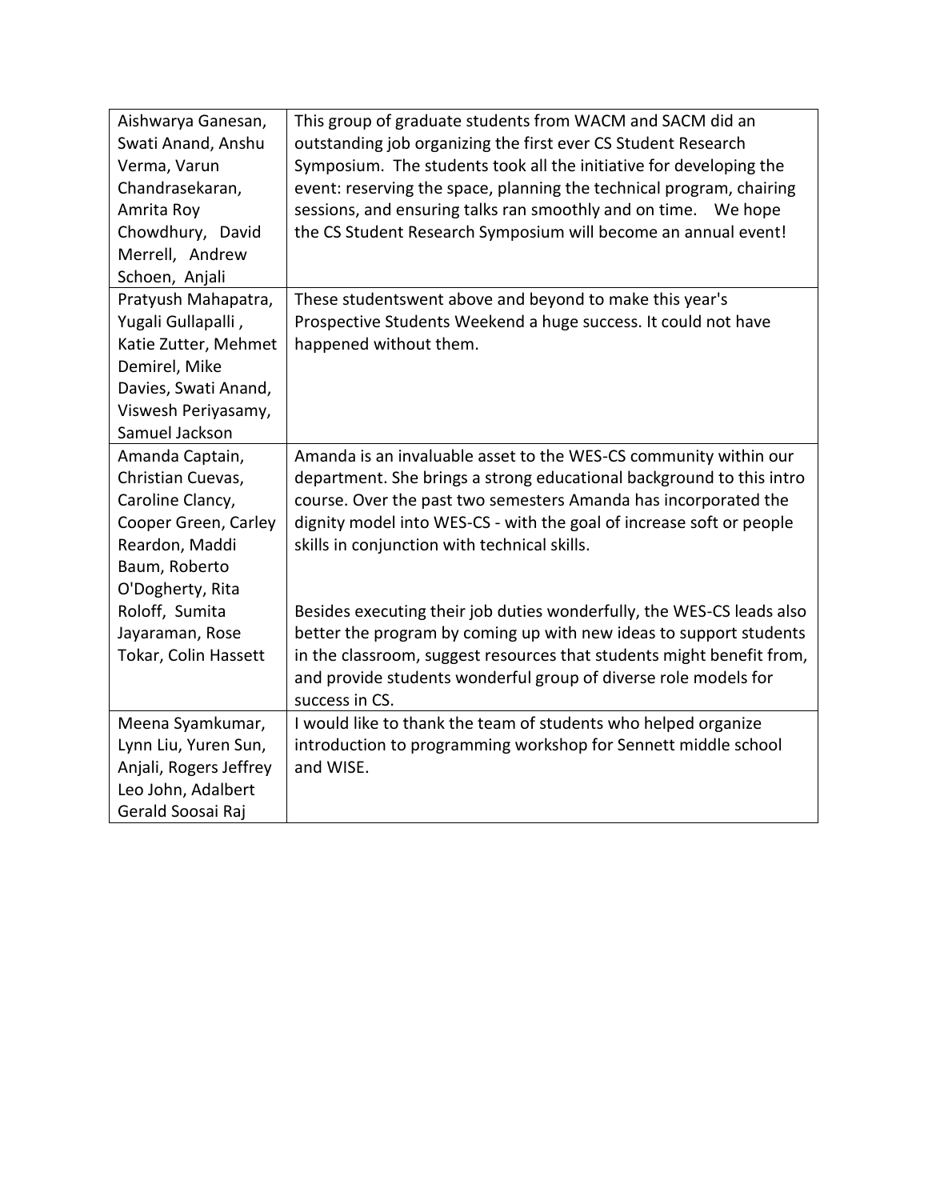| | |
|---|---|
| Aishwarya Ganesan, Swati Anand, Anshu Verma, Varun Chandrasekaran, Amrita Roy Chowdhury, David Merrell, Andrew Schoen, Anjali | This group of graduate students from WACM and SACM did an outstanding job organizing the first ever CS Student Research Symposium. The students took all the initiative for developing the event: reserving the space, planning the technical program, chairing sessions, and ensuring talks ran smoothly and on time. We hope the CS Student Research Symposium will become an annual event! |
| Pratyush Mahapatra, Yugali Gullapalli , Katie Zutter, Mehmet Demirel, Mike Davies, Swati Anand, Viswesh Periyasamy, Samuel Jackson | These studentswent above and beyond to make this year's Prospective Students Weekend a huge success. It could not have happened without them. |
| Amanda Captain, Christian Cuevas, Caroline Clancy, Cooper Green, Carley Reardon, Maddi Baum, Roberto O'Dogherty, Rita Roloff, Sumita Jayaraman, Rose Tokar, Colin Hassett | Amanda is an invaluable asset to the WES-CS community within our department. She brings a strong educational background to this intro course. Over the past two semesters Amanda has incorporated the dignity model into WES-CS - with the goal of increase soft or people skills in conjunction with technical skills.<br><br>Besides executing their job duties wonderfully, the WES-CS leads also better the program by coming up with new ideas to support students in the classroom, suggest resources that students might benefit from, and provide students wonderful group of diverse role models for success in CS. |
| Meena Syamkumar, Lynn Liu, Yuren Sun, Anjali, Rogers Jeffrey Leo John, Adalbert Gerald Soosai Raj | I would like to thank the team of students who helped organize introduction to programming workshop for Sennett middle school and WISE. |